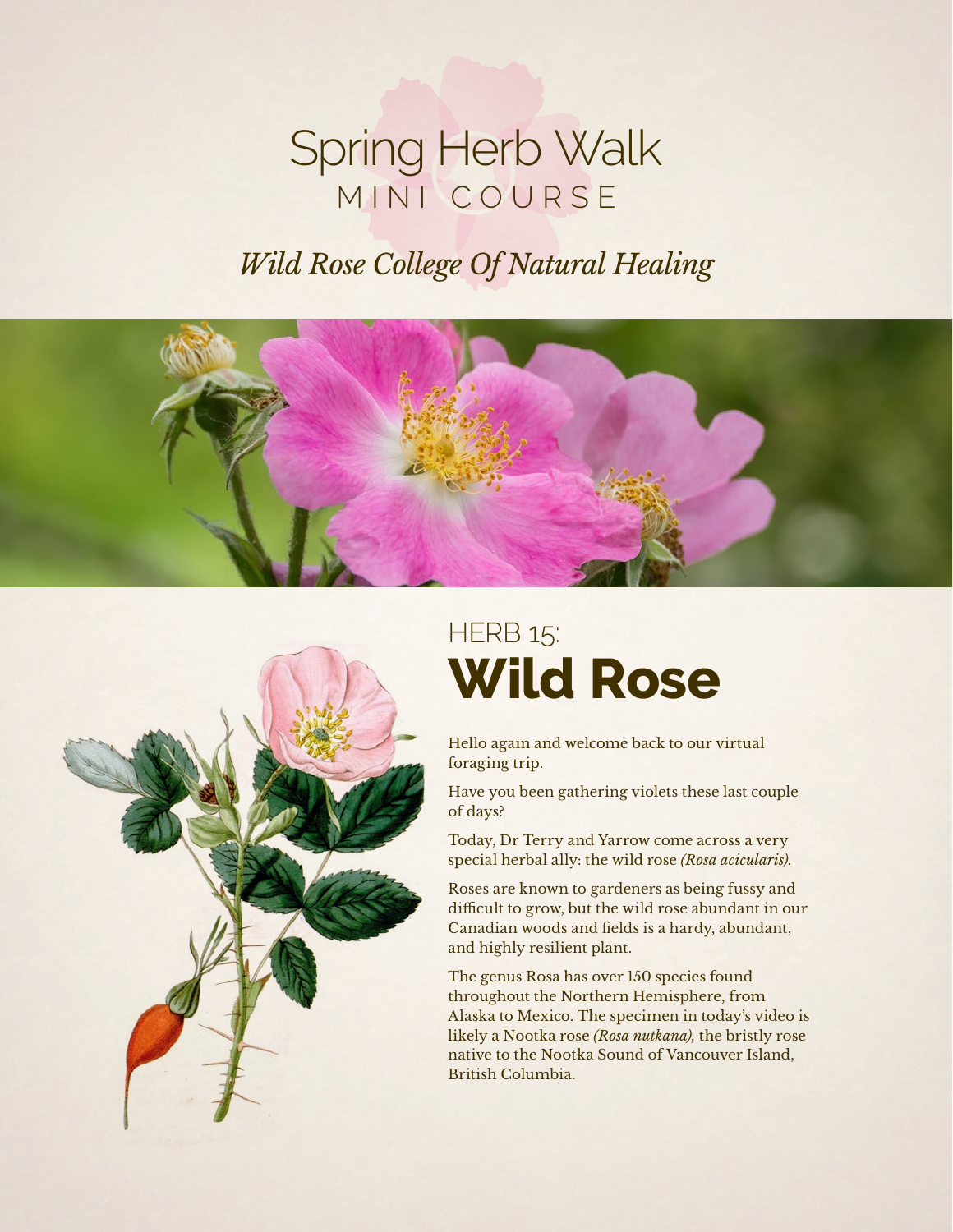# Spring Herb Walk
MINI COURSE

*Wild Rose College Of Natural Healing*

## HERB 15:
# Wild Rose

Hello again and welcome back to our virtual foraging trip.

Have you been gathering violets these last couple of days?

Today, Dr Terry and Yarrow come across a very special herbal ally: the wild rose *(Rosa acicularis).*

Roses are known to gardeners as being fussy and difficult to grow, but the wild rose abundant in our Canadian woods and fields is a hardy, abundant, and highly resilient plant.

The genus Rosa has over 150 species found throughout the Northern Hemisphere, from Alaska to Mexico. The specimen in today's video is likely a Nootka rose *(Rosa nutkana),* the bristly rose native to the Nootka Sound of Vancouver Island, British Columbia.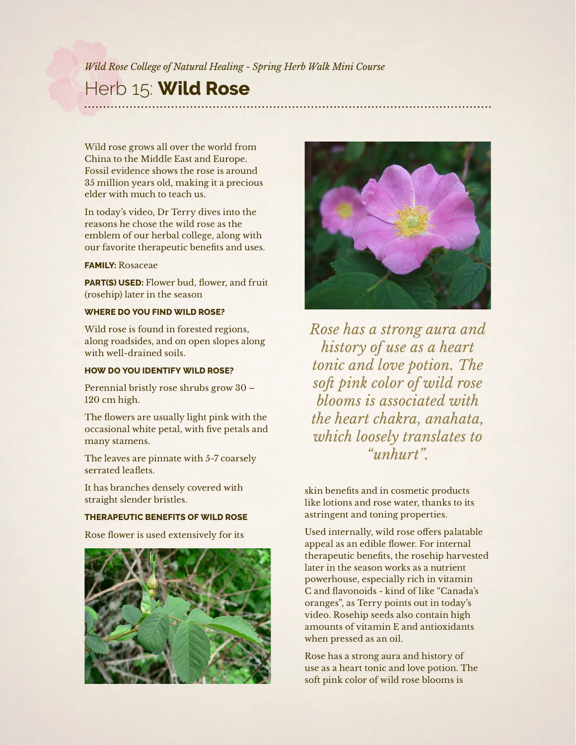*Wild Rose College of Natural Healing - Spring Herb Walk Mini Course*

# Herb 15: **Wild Rose**

Wild rose grows all over the world from China to the Middle East and Europe. Fossil evidence shows the rose is around 35 million years old, making it a precious elder with much to teach us.

In today's video, Dr Terry dives into the reasons he chose the wild rose as the emblem of our herbal college, along with our favorite therapeutic benefits and uses.

**FAMILY:** Rosaceae

**PART(S) USED:** Flower bud, flower, and fruit (rosehip) later in the season

### WHERE DO YOU FIND WILD ROSE?

Wild rose is found in forested regions, along roadsides, and on open slopes along with well-drained soils.

### HOW DO YOU IDENTIFY WILD ROSE?

Perennial bristly rose shrubs grow 30 – 120 cm high.

The flowers are usually light pink with the occasional white petal, with five petals and many stamens.

The leaves are pinnate with 5-7 coarsely serrated leaflets.

It has branches densely covered with straight slender bristles.

### THERAPEUTIC BENEFITS OF WILD ROSE

Rose flower is used extensively for its skin benefits and in cosmetic products like lotions and rose water, thanks to its astringent and toning properties.

Used internally, wild rose offers palatable appeal as an edible flower. For internal therapeutic benefits, the rosehip harvested later in the season works as a nutrient powerhouse, especially rich in vitamin C and flavonoids - kind of like "Canada's oranges", as Terry points out in today's video. Rosehip seeds also contain high amounts of vitamin E and antioxidants when pressed as an oil.

*Rose has a strong aura and history of use as a heart tonic and love potion. The soft pink color of wild rose blooms is associated with the heart chakra, anahata, which loosely translates to "unhurt".*

Rose has a strong aura and history of use as a heart tonic and love potion. The soft pink color of wild rose blooms is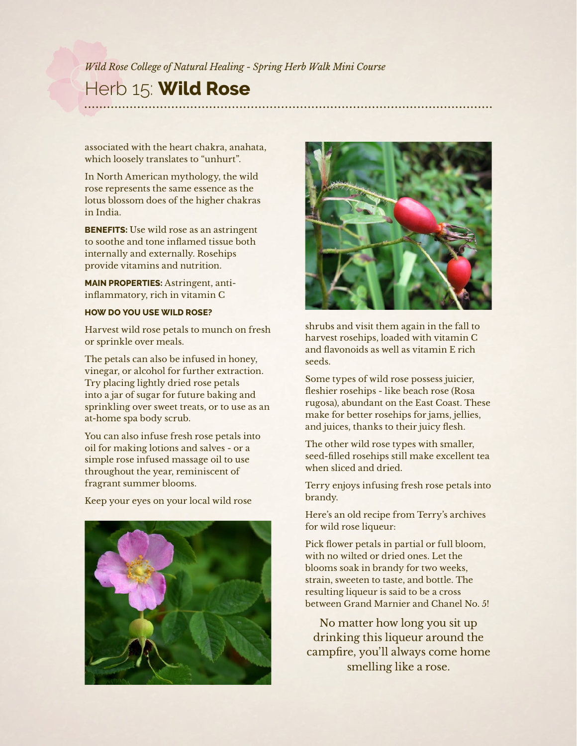*Wild Rose College of Natural Healing - Spring Herb Walk Mini Course*

# Herb 15: **Wild Rose**

associated with the heart chakra, anahata, which loosely translates to "unhurt".

In North American mythology, the wild rose represents the same essence as the lotus blossom does of the higher chakras in India.

**BENEFITS:** Use wild rose as an astringent to soothe and tone inflamed tissue both internally and externally. Rosehips provide vitamins and nutrition.

**MAIN PROPERTIES:** Astringent, anti-inflammatory, rich in vitamin C

**HOW DO YOU USE WILD ROSE?**

Harvest wild rose petals to munch on fresh or sprinkle over meals.

The petals can also be infused in honey, vinegar, or alcohol for further extraction. Try placing lightly dried rose petals into a jar of sugar for future baking and sprinkling over sweet treats, or to use as an at-home spa body scrub.

You can also infuse fresh rose petals into oil for making lotions and salves - or a simple rose infused massage oil to use throughout the year, reminiscent of fragrant summer blooms.

Keep your eyes on your local wild rose shrubs and visit them again in the fall to harvest rosehips, loaded with vitamin C and flavonoids as well as vitamin E rich seeds.

Some types of wild rose possess juicier, fleshier rosehips - like beach rose (Rosa rugosa), abundant on the East Coast. These make for better rosehips for jams, jellies, and juices, thanks to their juicy flesh.

The other wild rose types with smaller, seed-filled rosehips still make excellent tea when sliced and dried.

Terry enjoys infusing fresh rose petals into brandy.

Here's an old recipe from Terry's archives for wild rose liqueur:

Pick flower petals in partial or full bloom, with no wilted or dried ones. Let the blooms soak in brandy for two weeks, strain, sweeten to taste, and bottle. The resulting liqueur is said to be a cross between Grand Marnier and Chanel No. 5!

No matter how long you sit up drinking this liqueur around the campfire, you'll always come home smelling like a rose.